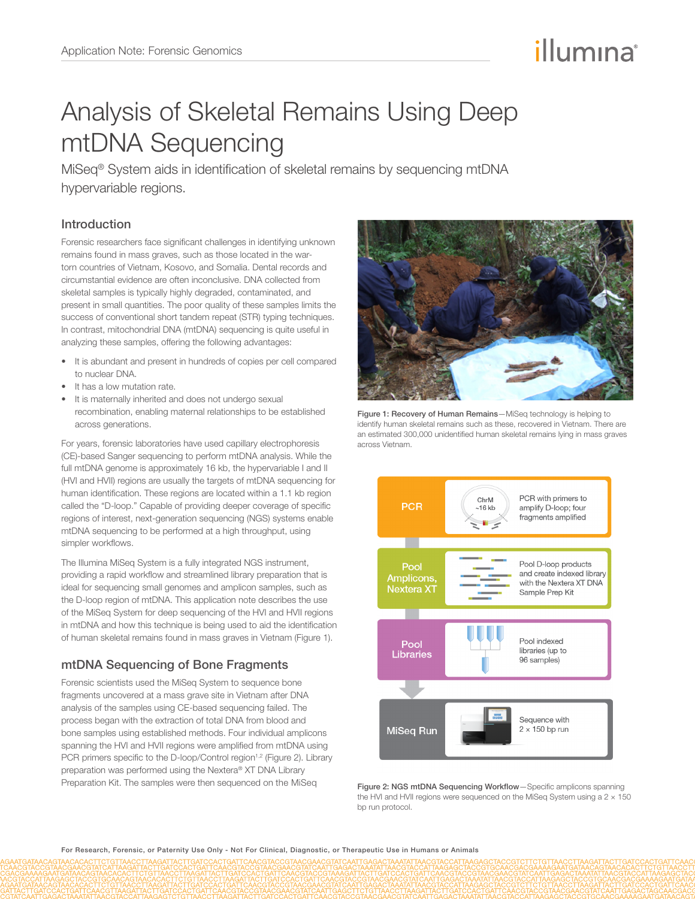# Analysis of Skeletal Remains Using Deep mtDNA Sequencing

MiSeq® System aids in identification of skeletal remains by sequencing mtDNA hypervariable regions.

## Introduction

Forensic researchers face significant challenges in identifying unknown remains found in mass graves, such as those located in the war-torn countries of Vietnam, Kosovo, and Somalia. Dental records and circumstantial evidence are often inconclusive. DNA collected from skeletal samples is typically highly degraded, contaminated, and present in small quantities. The poor quality of these samples limits the success of conventional short tandem repeat (STR) typing techniques. In contrast, mitochondrial DNA (mtDNA) sequencing is quite useful in analyzing these samples, offering the following advantages:

- It is abundant and present in hundreds of copies per cell compared to nuclear DNA.
- It has a low mutation rate.
- It is maternally inherited and does not undergo sexual recombination, enabling maternal relationships to be established across generations.

For years, forensic laboratories have used capillary electrophoresis (CE)-based Sanger sequencing to perform mtDNA analysis. While the full mtDNA genome is approximately 16 kb, the hypervariable I and II (HVI and HVII) regions are usually the targets of mtDNA sequencing for human identification. These regions are located within a 1.1 kb region called the "D-loop." Capable of providing deeper coverage of specific regions of interest, next-generation sequencing (NGS) systems enable mtDNA sequencing to be performed at a high throughput, using simpler workflows.

The Illumina MiSeq System is a fully integrated NGS instrument, providing a rapid workflow and streamlined library preparation that is ideal for sequencing small genomes and amplicon samples, such as the D-loop region of mtDNA. This application note describes the use of the MiSeq System for deep sequencing of the HVI and HVII regions in mtDNA and how this technique is being used to aid the identification of human skeletal remains found in mass graves in Vietnam (Figure 1).

Figure 1: Recovery of Human Remains—MiSeq technology is helping to identify human skeletal remains such as these, recovered in Vietnam. There are an estimated 300,000 unidentified human skeletal remains lying in mass graves across Vietnam.

## mtDNA Sequencing of Bone Fragments

Forensic scientists used the MiSeq System to sequence bone fragments uncovered at a mass grave site in Vietnam after DNA analysis of the samples using CE-based sequencing failed. The process began with the extraction of total DNA from blood and bone samples using established methods. Four individual amplicons spanning the HVI and HVII regions were amplified from mtDNA using PCR primers specific to the D-loop/Control region[1,2] (Figure 2). Library preparation was performed using the Nextera® XT DNA Library Preparation Kit. The samples were then sequenced on the MiSeq

- **PCR** — ChrM ~16 kb — PCR with primers to amplify D-loop; four fragments amplified
- **Pool Amplicons, Nextera XT** — Pool D-loop products and create indexed library with the Nextera XT DNA Sample Prep Kit
- **Pool Libraries** — Pool indexed libraries (up to 96 samples)
- **MiSeq Run** — Sequence with 2 × 150 bp run

Figure 2: NGS mtDNA Sequencing Workflow—Specific amplicons spanning the HVI and HVII regions were sequenced on the MiSeq System using a 2 × 150 bp run protocol.

For Research, Forensic, or Paternity Use Only - Not For Clinical, Diagnostic, or Therapeutic Use in Humans or Animals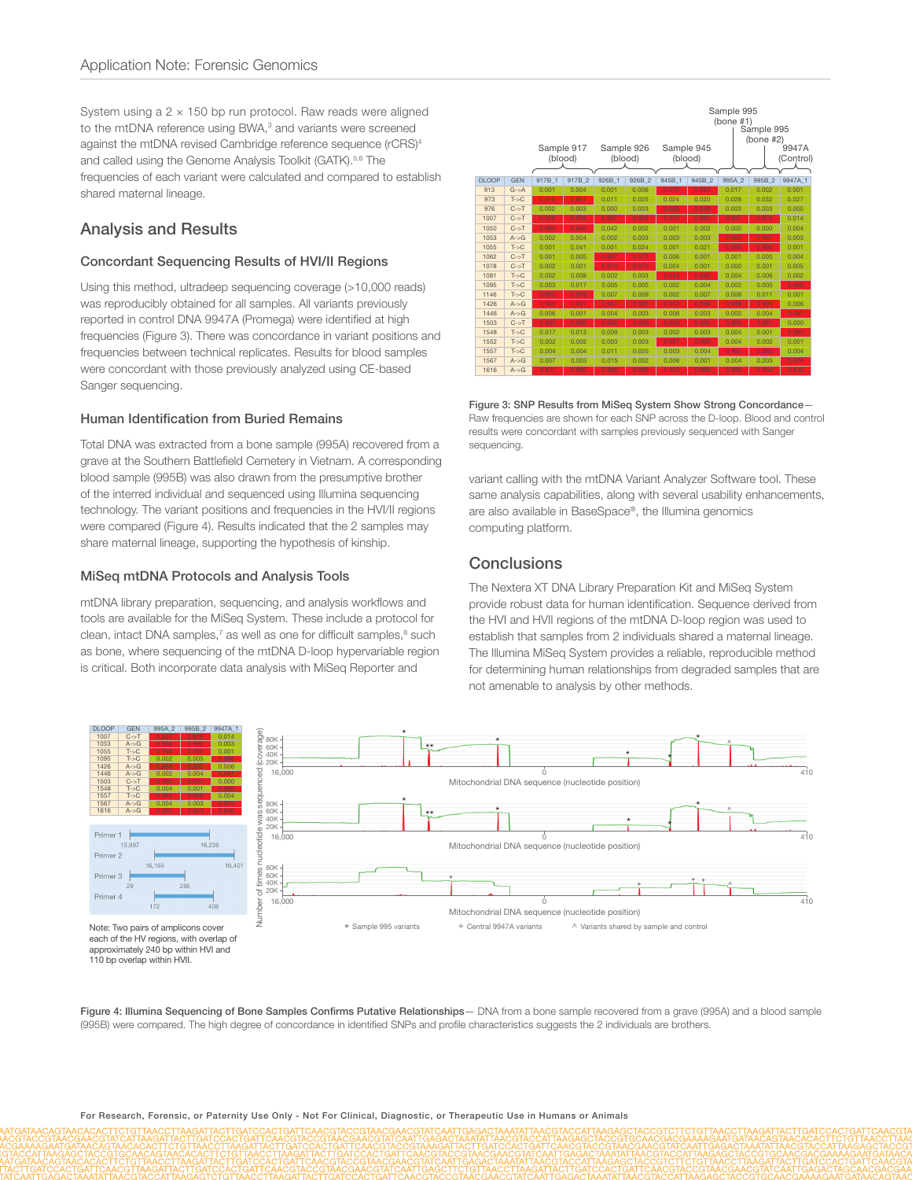System using a 2 × 150 bp run protocol. Raw reads were aligned to the mtDNA reference using BWA,[3] and variants were screened against the mtDNA revised Cambridge reference sequence (rCRS)[4] and called using the Genome Analysis Toolkit (GATK).[5,6] The frequencies of each variant were calculated and compared to establish shared maternal lineage.

## Analysis and Results

### Concordant Sequencing Results of HVI/II Regions

Using this method, ultradeep sequencing coverage (>10,000 reads) was reproducibly obtained for all samples. All variants previously reported in control DNA 9947A (Promega) were identified at high frequencies (Figure 3). There was concordance in variant positions and frequencies between technical replicates. Results for blood samples were concordant with those previously analyzed using CE-based Sanger sequencing.

### Human Identification from Buried Remains

Total DNA was extracted from a bone sample (995A) recovered from a grave at the Southern Battlefield Cemetery in Vietnam. A corresponding blood sample (995B) was also drawn from the presumptive brother of the interred individual and sequenced using Illumina sequencing technology. The variant positions and frequencies in the HVI/II regions were compared (Figure 4). Results indicated that the 2 samples may share maternal lineage, supporting the hypothesis of kinship.

### MiSeq mtDNA Protocols and Analysis Tools

mtDNA library preparation, sequencing, and analysis workflows and tools are available for the MiSeq System. These include a protocol for clean, intact DNA samples,[7] as well as one for difficult samples,[8] such as bone, where sequencing of the mtDNA D-loop hypervariable region is critical. Both incorporate data analysis with MiSeq Reporter and variant calling with the mtDNA Variant Analyzer Software tool. These same analysis capabilities, along with several usability enhancements, are also available in BaseSpace®, the Illumina genomics computing platform.

|  |  | Sample 917 (blood) | | Sample 926 (blood) | | Sample 945 (blood) | | Sample 995 (bone #1) | Sample 995 (bone #2) | 9947A (Control) |
|---|---|---|---|---|---|---|---|---|---|---|
| DLOOP | GEN | 917B_1 | 917B_2 | 926B_1 | 926B_2 | 945B_1 | 945B_2 | 995A_2 | 995B_2 | 9947A_1 |
| 913 | G->A | 0.001 | 0.004 | 0.001 | 0.006 | 0.979 | 0.962 | 0.017 | 0.002 | 0.001 |
| 973 | T->C | 0.918 | 0.951 | 0.011 | 0.025 | 0.024 | 0.020 | 0.028 | 0.032 | 0.027 |
| 976 | C->T | 0.002 | 0.003 | 0.000 | 0.003 | 0.988 | 0.948 | 0.003 | 0.003 | 0.000 |
| 1007 | C->T | 0.949 | 0.956 | 0.947 | 0.953 | 0.970 | 0.962 | 0.937 | 0.976 | 0.014 |
| 1050 | C->T | 0.963 | 0.949 | 0.042 | 0.002 | 0.001 | 0.002 | 0.000 | 0.000 | 0.004 |
| 1053 | A->G | 0.002 | 0.004 | 0.002 | 0.003 | 0.003 | 0.003 | 0.963 | 0.992 | 0.003 |
| 1055 | T->C | 0.001 | 0.041 | 0.001 | 0.024 | 0.001 | 0.021 | 0.938 | 0.986 | 0.001 |
| 1062 | C->T | 0.001 | 0.005 | 0.967 | 0.972 | 0.006 | 0.001 | 0.001 | 0.000 | 0.004 |
| 1078 | C->T | 0.002 | 0.001 | 0.914 | 0.977 | 0.004 | 0.001 | 0.000 | 0.001 | 0.005 |
| 1081 | T->C | 0.002 | 0.008 | 0.002 | 0.003 | 0.982 | 0.990 | 0.004 | 0.006 | 0.002 |
| 1095 | T->C | 0.003 | 0.017 | 0.005 | 0.005 | 0.002 | 0.004 | 0.002 | 0.005 | 0.998 |
| 1146 | T->C | 0.982 | 0.979 | 0.007 | 0.009 | 0.002 | 0.007 | 0.008 | 0.011 | 0.001 |
| 1426 | A->G | 0.960 | 0.991 | 0.947 | 0.995 | 0.953 | 0.996 | 0.998 | 0.992 | 0.006 |
| 1446 | A->G | 0.006 | 0.001 | 0.004 | 0.003 | 0.006 | 0.003 | 0.002 | 0.004 | 0.981 |
| 1503 | C->T | 0.995 | 0.996 | 0.992 | 0.993 | 0.993 | 0.992 | 0.930 | 0.991 | 0.000 |
| 1548 | T->C | 0.017 | 0.013 | 0.009 | 0.003 | 0.002 | 0.003 | 0.004 | 0.001 | 0.992 |
| 1552 | T->C | 0.002 | 0.002 | 0.003 | 0.003 | 0.991 | 0.992 | 0.004 | 0.002 | 0.001 |
| 1557 | T->C | 0.004 | 0.004 | 0.011 | 0.025 | 0.003 | 0.004 | 0.994 | 0.996 | 0.004 |
| 1567 | A->G | 0.007 | 0.003 | 0.015 | 0.002 | 0.006 | 0.001 | 0.004 | 0.003 | 0.974 |
| 1616 | A->G | 0.977 | 0.980 | 0.990 | 0.993 | 0.921 | 0.994 | 0.992 | 0.924 | 0.936 |

**Figure 3: SNP Results from MiSeq System Show Strong Concordance**— Raw frequencies are shown for each SNP across the D-loop. Blood and control results were concordant with samples previously sequenced with Sanger sequencing.

## Conclusions

The Nextera XT DNA Library Preparation Kit and MiSeq System provide robust data for human identification. Sequence derived from the HVI and HVII regions of the mtDNA D-loop region was used to establish that samples from 2 individuals shared a maternal lineage. The Illumina MiSeq System provides a reliable, reproducible method for determining human relationships from degraded samples that are not amenable to analysis by other methods.

| DLOOP | GEN | 995A_2 | 995B_2 | 9947A_1 |
|---|---|---|---|---|
| 1007 | C->T | 0.937 | 0.976 | 0.014 |
| 1053 | A->G | 0.963 | 0.992 | 0.003 |
| 1055 | T->C | 0.938 | 0.986 | 0.001 |
| 1095 | T->C | 0.002 | 0.005 | 0.998 |
| 1426 | A->G | 0.998 | 0.992 | 0.006 |
| 1446 | A->G | 0.002 | 0.004 | 0.981 |
| 1503 | C->T | 0.930 | 0.991 | 0.000 |
| 1548 | T->C | 0.004 | 0.001 | 0.992 |
| 1557 | T->C | 0.994 | 0.996 | 0.004 |
| 1567 | A->G | 0.004 | 0.003 | 0.974 |
| 1616 | A->G | 0.992 | 0.924 | 0.936 |

Primer 1: 15,997 – 16,236
Primer 2: 16,159 – 16,401
Primer 3: 29 – 285
Primer 4: 172 – 408

Note: Two pairs of amplicons cover each of the HV regions, with overlap of approximately 240 bp within HVI and 110 bp overlap within HVII.

Number of times nucleotide was sequenced (coverage) vs. Mitochondrial DNA sequence (nucleotide position), 16,000 – 0 – 410

\* Sample 995 variants  + Central 9947A variants  ^ Variants shared by sample and control

**Figure 4: Illumina Sequencing of Bone Samples Confirms Putative Relationships**— DNA from a bone sample recovered from a grave (995A) and a blood sample (995B) were compared. The high degree of concordance in identified SNPs and profile characteristics suggests the 2 individuals are brothers.

For Research, Forensic, or Paternity Use Only - Not For Clinical, Diagnostic, or Therapeutic Use in Humans or Animals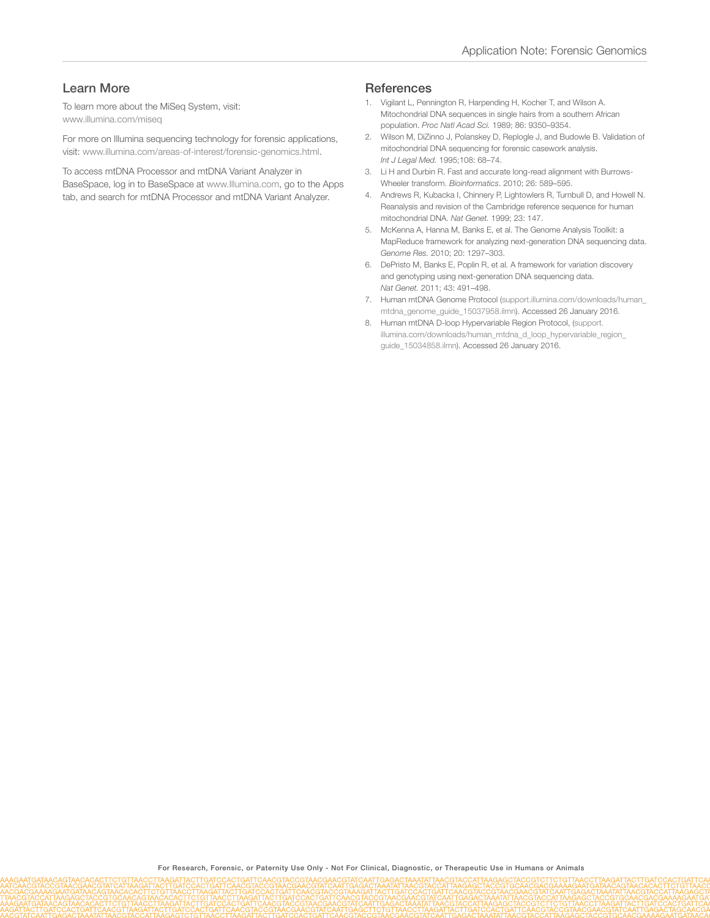## Learn More

To learn more about the MiSeq System, visit: www.illumina.com/miseq

For more on Illumina sequencing technology for forensic applications, visit: www.illumina.com/areas-of-interest/forensic-genomics.html.

To access mtDNA Processor and mtDNA Variant Analyzer in BaseSpace, log in to BaseSpace at www.Illumina.com, go to the Apps tab, and search for mtDNA Processor and mtDNA Variant Analyzer.

## References

1. Vigilant L, Pennington R, Harpending H, Kocher T, and Wilson A. Mitochondrial DNA sequences in single hairs from a southern African population. *Proc Natl Acad Sci.* 1989; 86: 9350–9354.
2. Wilson M, DiZinno J, Polanskey D, Replogle J, and Budowle B. Validation of mitochondrial DNA sequencing for forensic casework analysis. *Int J Legal Med.* 1995;108: 68–74.
3. Li H and Durbin R. Fast and accurate long-read alignment with Burrows-Wheeler transform. *Bioinformatics*. 2010; 26: 589–595.
4. Andrews R, Kubacka I, Chinnery P, Lightowlers R, Turnbull D, and Howell N. Reanalysis and revision of the Cambridge reference sequence for human mitochondrial DNA. *Nat Genet.* 1999; 23: 147.
5. McKenna A, Hanna M, Banks E, et al. The Genome Analysis Toolkit: a MapReduce framework for analyzing next-generation DNA sequencing data. *Genome Res.* 2010; 20: 1297–303.
6. DePristo M, Banks E, Poplin R, et al. A framework for variation discovery and genotyping using next-generation DNA sequencing data. *Nat Genet.* 2011; 43: 491–498.
7. Human mtDNA Genome Protocol (support.illumina.com/downloads/human_mtdna_genome_guide_15037958.ilmn). Accessed 26 January 2016.
8. Human mtDNA D-loop Hypervariable Region Protocol, (support.illumina.com/downloads/human_mtdna_d_loop_hypervariable_region_guide_15034858.ilmn). Accessed 26 January 2016.

For Research, Forensic, or Paternity Use Only - Not For Clinical, Diagnostic, or Therapeutic Use in Humans or Animals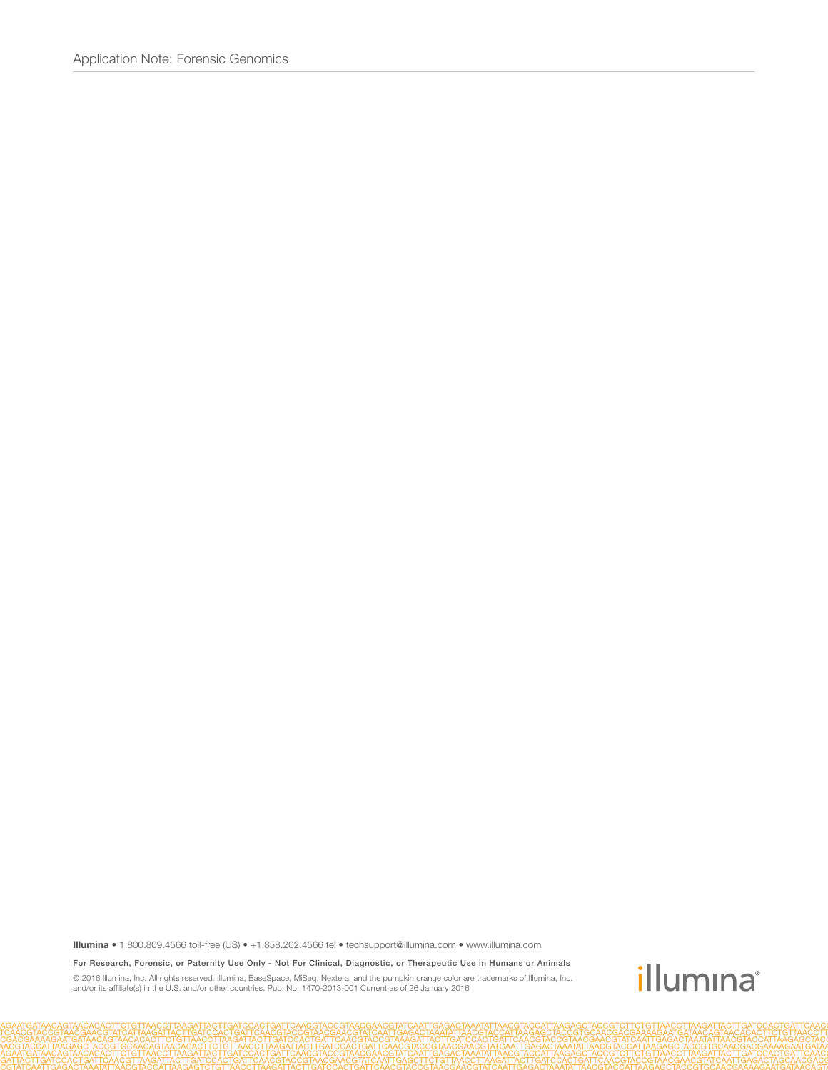**Illumina** • 1.800.809.4566 toll-free (US) • +1.858.202.4566 tel • techsupport@illumina.com • www.illumina.com

For Research, Forensic, or Paternity Use Only - Not For Clinical, Diagnostic, or Therapeutic Use in Humans or Animals

© 2016 Illumina, Inc. All rights reserved. Illumina, BaseSpace, MiSeq, Nextera and the pumpkin orange color are trademarks of Illumina, Inc. and/or its affiliate(s) in the U.S. and/or other countries. Pub. No. 1470-2013-001 Current as of 26 January 2016